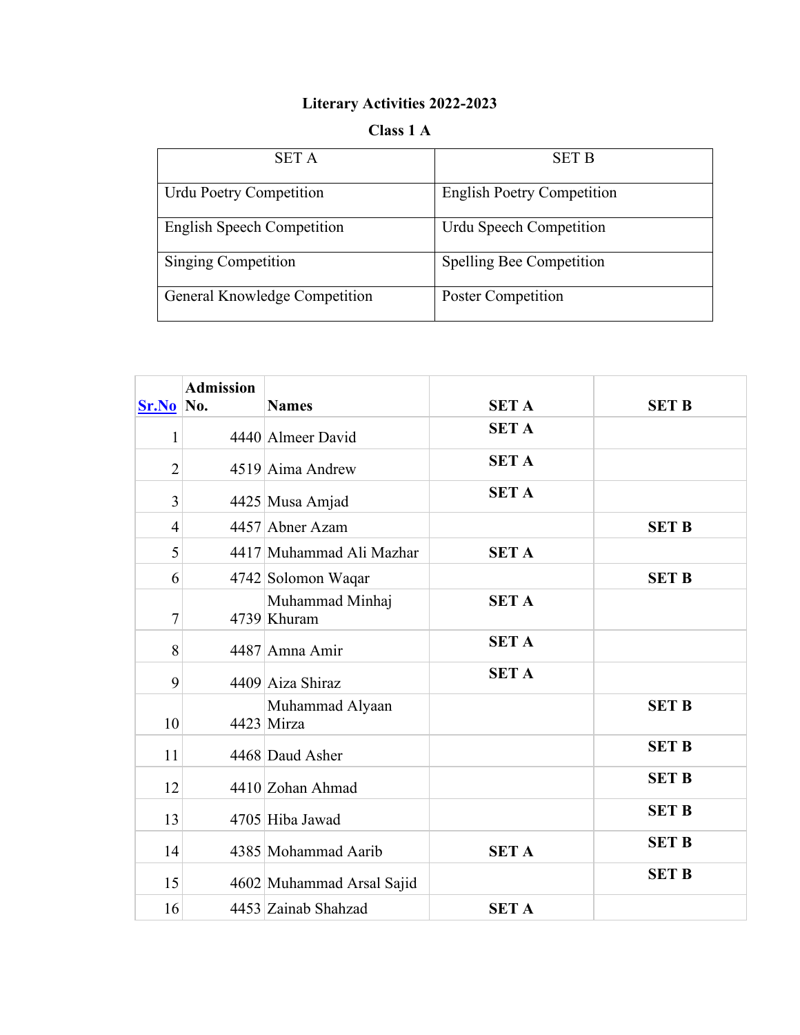**Literary Activities 2022-2023**

**Class 1 A**

| SET A | SET B |
|---|---|
| Urdu Poetry Competition | English Poetry Competition |
| English Speech Competition | Urdu Speech Competition |
| Singing Competition | Spelling Bee Competition |
| General Knowledge Competition | Poster Competition |

| Sr.No | Admission No. | Names | SET A | SET B |
|---|---|---|---|---|
| 1 | 4440 | Almeer David | **SET A** | |
| 2 | 4519 | Aima Andrew | **SET A** | |
| 3 | 4425 | Musa Amjad | **SET A** | |
| 4 | 4457 | Abner Azam | | **SET B** |
| 5 | 4417 | Muhammad Ali Mazhar | **SET A** | |
| 6 | 4742 | Solomon Waqar | | **SET B** |
| 7 | 4739 | Muhammad Minhaj Khuram | **SET A** | |
| 8 | 4487 | Amna Amir | **SET A** | |
| 9 | 4409 | Aiza Shiraz | **SET A** | |
| 10 | 4423 | Muhammad Alyaan Mirza | | **SET B** |
| 11 | 4468 | Daud Asher | | **SET B** |
| 12 | 4410 | Zohan Ahmad | | **SET B** |
| 13 | 4705 | Hiba Jawad | | **SET B** |
| 14 | 4385 | Mohammad Aarib | **SET A** | **SET B** |
| 15 | 4602 | Muhammad Arsal Sajid | | **SET B** |
| 16 | 4453 | Zainab Shahzad | **SET A** | |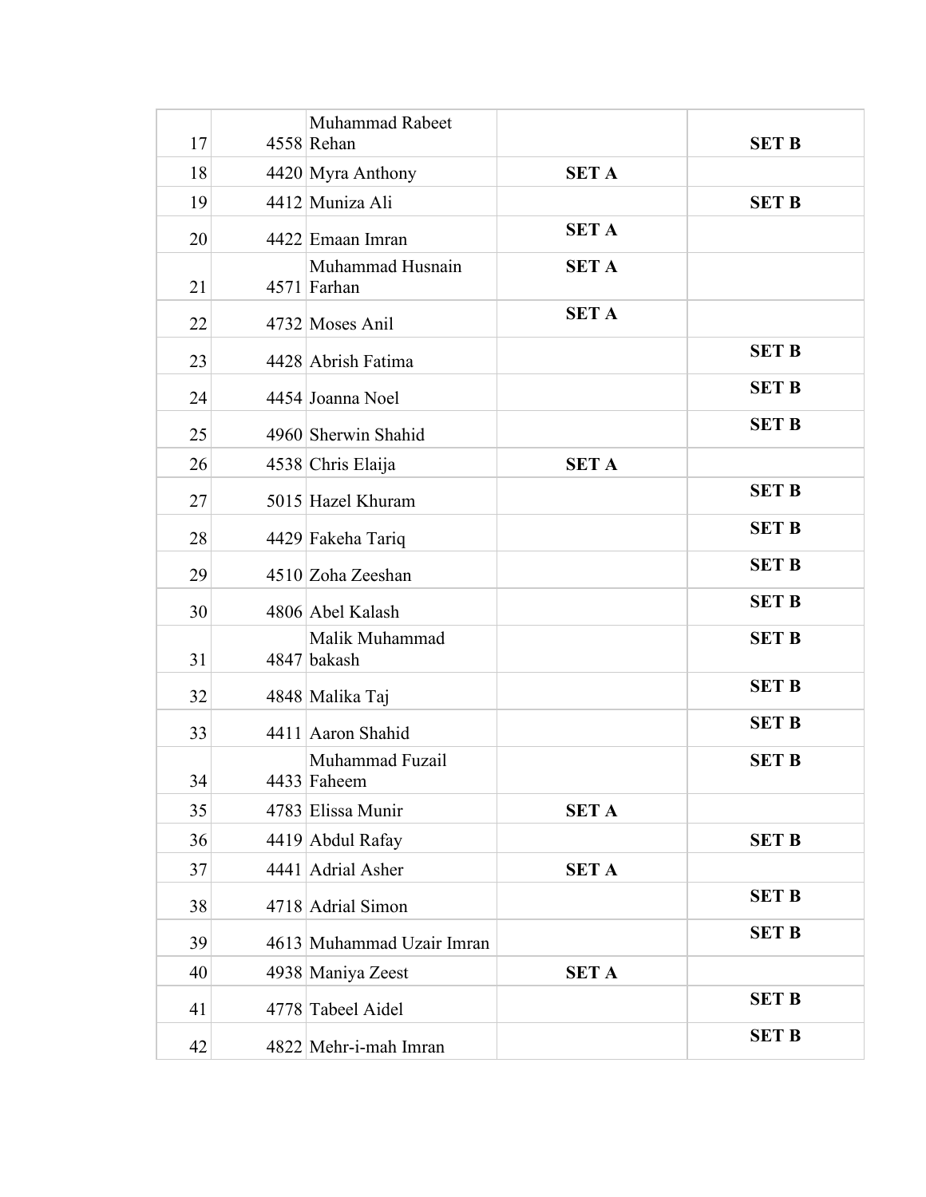| | | | | |
|---|---|---|---|---|
| 17 | 4558 | Muhammad Rabeet Rehan | | **SET B** |
| 18 | 4420 | Myra Anthony | **SET A** | |
| 19 | 4412 | Muniza Ali | | **SET B** |
| 20 | 4422 | Emaan Imran | **SET A** | |
| 21 | 4571 | Muhammad Husnain Farhan | **SET A** | |
| 22 | 4732 | Moses Anil | **SET A** | |
| 23 | 4428 | Abrish Fatima | | **SET B** |
| 24 | 4454 | Joanna Noel | | **SET B** |
| 25 | 4960 | Sherwin Shahid | | **SET B** |
| 26 | 4538 | Chris Elaija | **SET A** | |
| 27 | 5015 | Hazel Khuram | | **SET B** |
| 28 | 4429 | Fakeha Tariq | | **SET B** |
| 29 | 4510 | Zoha Zeeshan | | **SET B** |
| 30 | 4806 | Abel Kalash | | **SET B** |
| 31 | 4847 | Malik Muhammad bakash | | **SET B** |
| 32 | 4848 | Malika Taj | | **SET B** |
| 33 | 4411 | Aaron Shahid | | **SET B** |
| 34 | 4433 | Muhammad Fuzail Faheem | | **SET B** |
| 35 | 4783 | Elissa Munir | **SET A** | |
| 36 | 4419 | Abdul Rafay | | **SET B** |
| 37 | 4441 | Adrial Asher | **SET A** | |
| 38 | 4718 | Adrial Simon | | **SET B** |
| 39 | 4613 | Muhammad Uzair Imran | | **SET B** |
| 40 | 4938 | Maniya Zeest | **SET A** | |
| 41 | 4778 | Tabeel Aidel | | **SET B** |
| 42 | 4822 | Mehr-i-mah Imran | | **SET B** |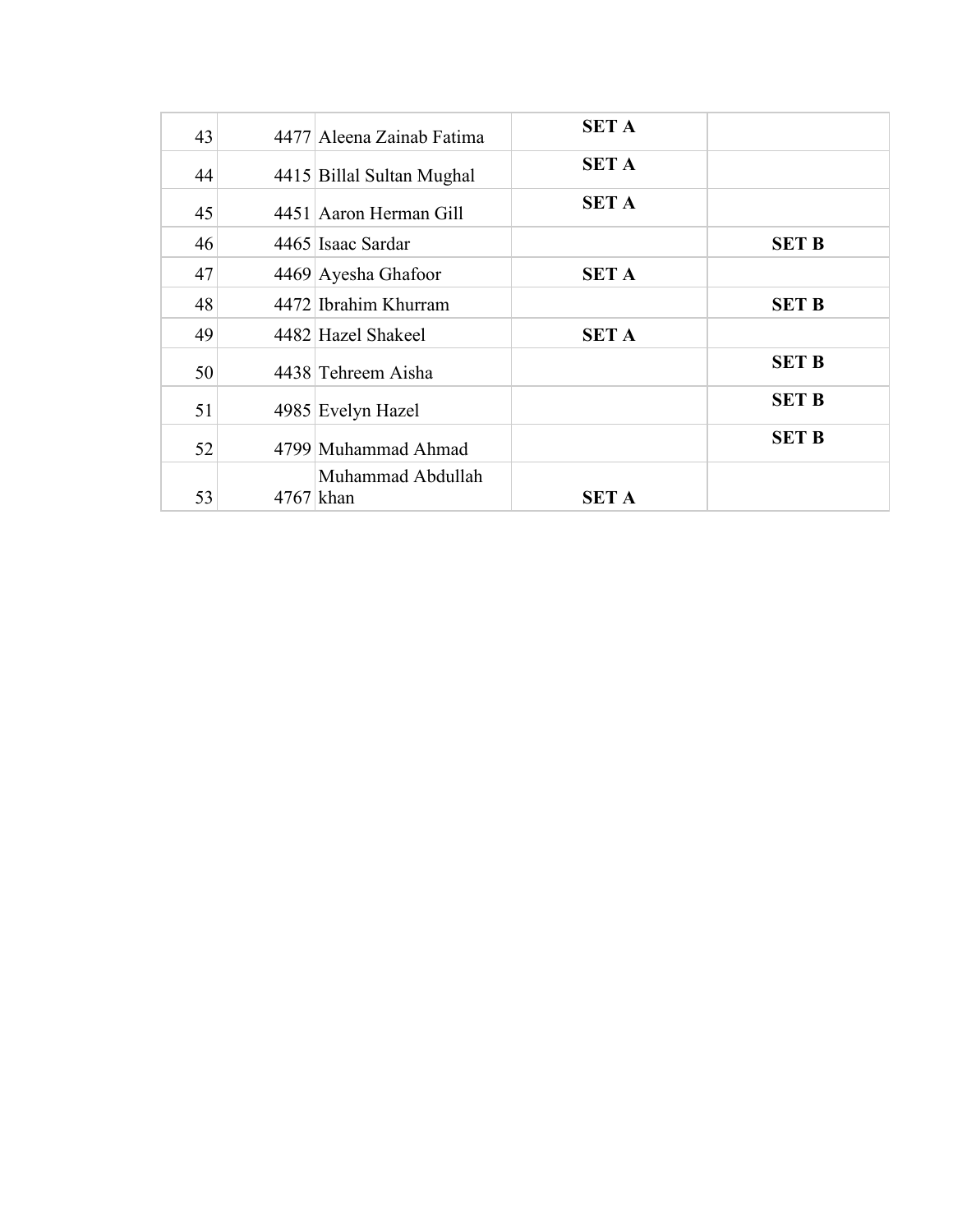| | | | | |
|---|---|---|---|---|
| 43 | 4477 | Aleena Zainab Fatima | **SET A** | |
| 44 | 4415 | Billal Sultan Mughal | **SET A** | |
| 45 | 4451 | Aaron Herman Gill | **SET A** | |
| 46 | 4465 | Isaac Sardar | | **SET B** |
| 47 | 4469 | Ayesha Ghafoor | **SET A** | |
| 48 | 4472 | Ibrahim Khurram | | **SET B** |
| 49 | 4482 | Hazel Shakeel | **SET A** | |
| 50 | 4438 | Tehreem Aisha | | **SET B** |
| 51 | 4985 | Evelyn Hazel | | **SET B** |
| 52 | 4799 | Muhammad Ahmad | | **SET B** |
| 53 | 4767 | Muhammad Abdullah khan | **SET A** | |